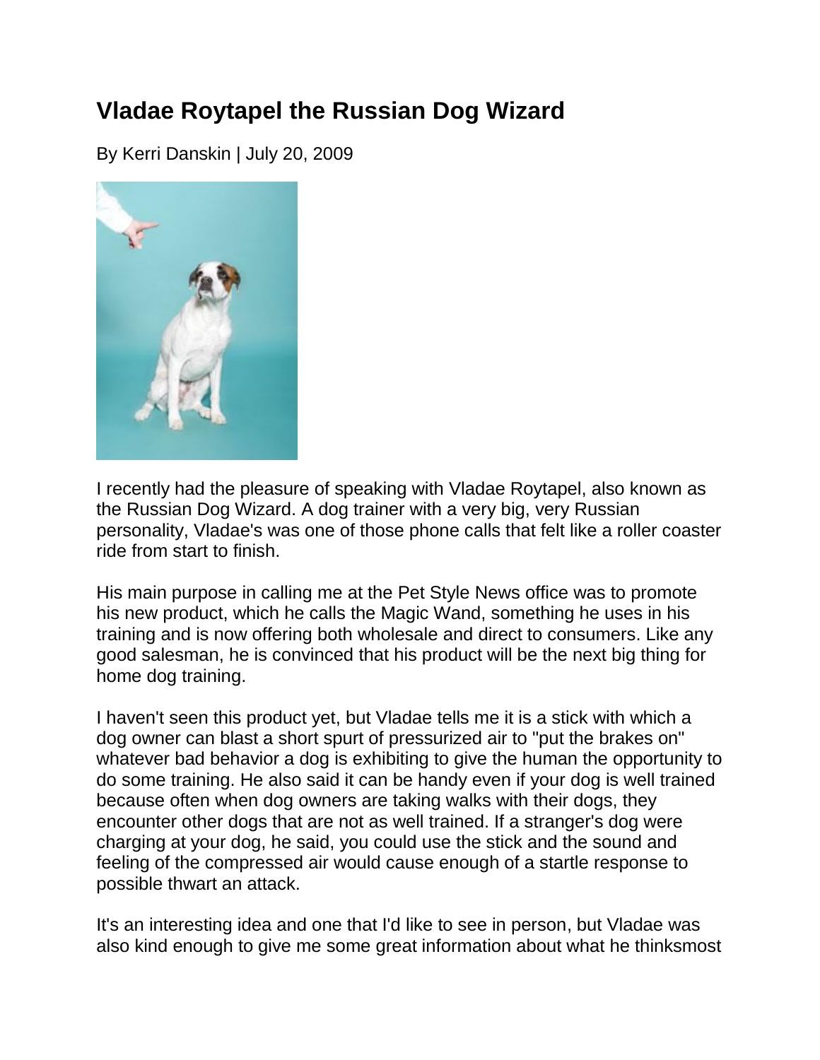# Vladae Roytapel the Russian Dog Wizard

By Kerri Danskin | July 20, 2009

I recently had the pleasure of speaking with Vladae Roytapel, also known as the Russian Dog Wizard. A dog trainer with a very big, very Russian personality, Vladae's was one of those phone calls that felt like a roller coaster ride from start to finish.

His main purpose in calling me at the Pet Style News office was to promote his new product, which he calls the Magic Wand, something he uses in his training and is now offering both wholesale and direct to consumers. Like any good salesman, he is convinced that his product will be the next big thing for home dog training.

I haven't seen this product yet, but Vladae tells me it is a stick with which a dog owner can blast a short spurt of pressurized air to "put the brakes on" whatever bad behavior a dog is exhibiting to give the human the opportunity to do some training. He also said it can be handy even if your dog is well trained because often when dog owners are taking walks with their dogs, they encounter other dogs that are not as well trained. If a stranger's dog were charging at your dog, he said, you could use the stick and the sound and feeling of the compressed air would cause enough of a startle response to possible thwart an attack.

It's an interesting idea and one that I'd like to see in person, but Vladae was also kind enough to give me some great information about what he thinksmost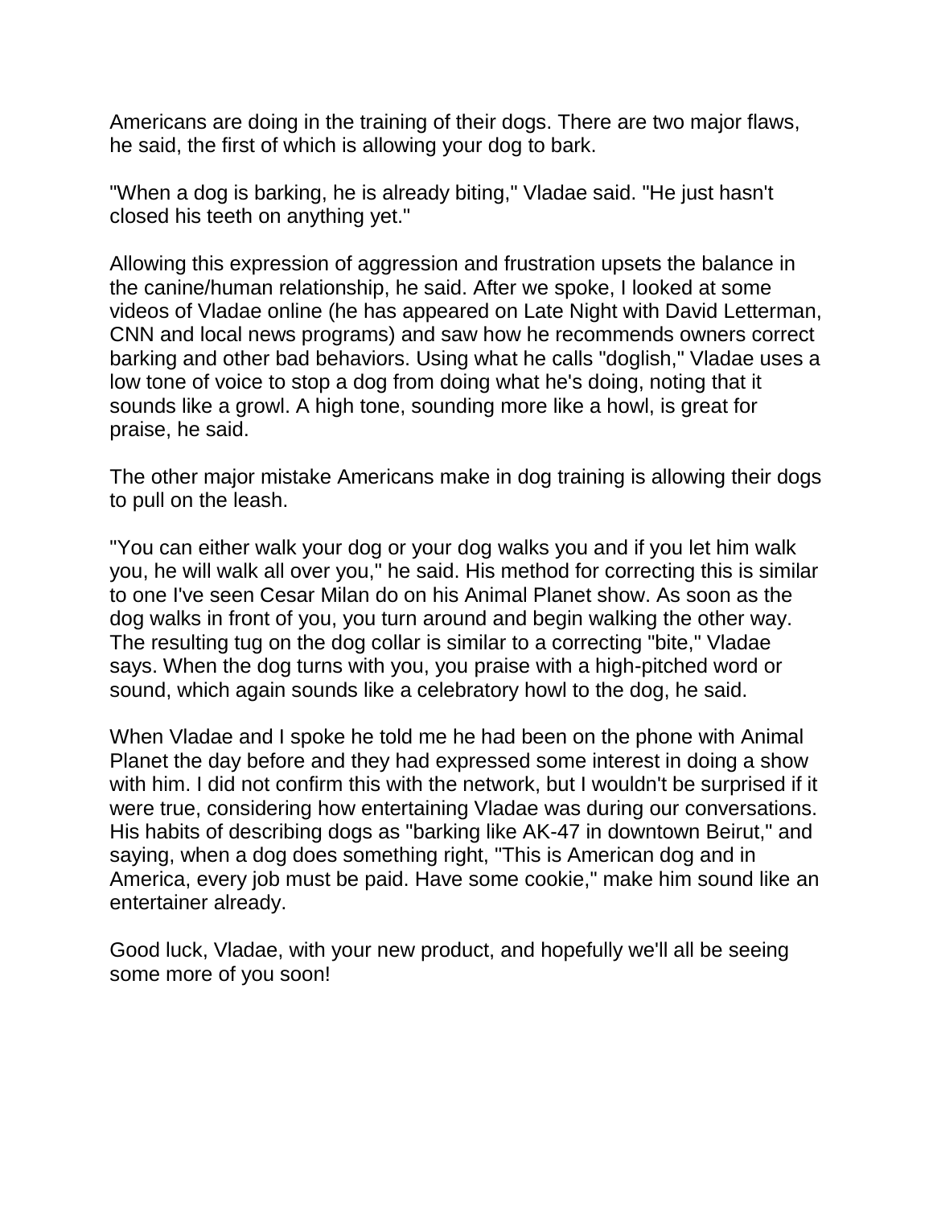Americans are doing in the training of their dogs. There are two major flaws, he said, the first of which is allowing your dog to bark.

"When a dog is barking, he is already biting," Vladae said. "He just hasn't closed his teeth on anything yet."

Allowing this expression of aggression and frustration upsets the balance in the canine/human relationship, he said. After we spoke, I looked at some videos of Vladae online (he has appeared on Late Night with David Letterman, CNN and local news programs) and saw how he recommends owners correct barking and other bad behaviors. Using what he calls "doglish," Vladae uses a low tone of voice to stop a dog from doing what he's doing, noting that it sounds like a growl. A high tone, sounding more like a howl, is great for praise, he said.

The other major mistake Americans make in dog training is allowing their dogs to pull on the leash.

"You can either walk your dog or your dog walks you and if you let him walk you, he will walk all over you," he said. His method for correcting this is similar to one I've seen Cesar Milan do on his Animal Planet show. As soon as the dog walks in front of you, you turn around and begin walking the other way. The resulting tug on the dog collar is similar to a correcting "bite," Vladae says. When the dog turns with you, you praise with a high-pitched word or sound, which again sounds like a celebratory howl to the dog, he said.

When Vladae and I spoke he told me he had been on the phone with Animal Planet the day before and they had expressed some interest in doing a show with him. I did not confirm this with the network, but I wouldn't be surprised if it were true, considering how entertaining Vladae was during our conversations. His habits of describing dogs as "barking like AK-47 in downtown Beirut," and saying, when a dog does something right, "This is American dog and in America, every job must be paid. Have some cookie," make him sound like an entertainer already.

Good luck, Vladae, with your new product, and hopefully we'll all be seeing some more of you soon!